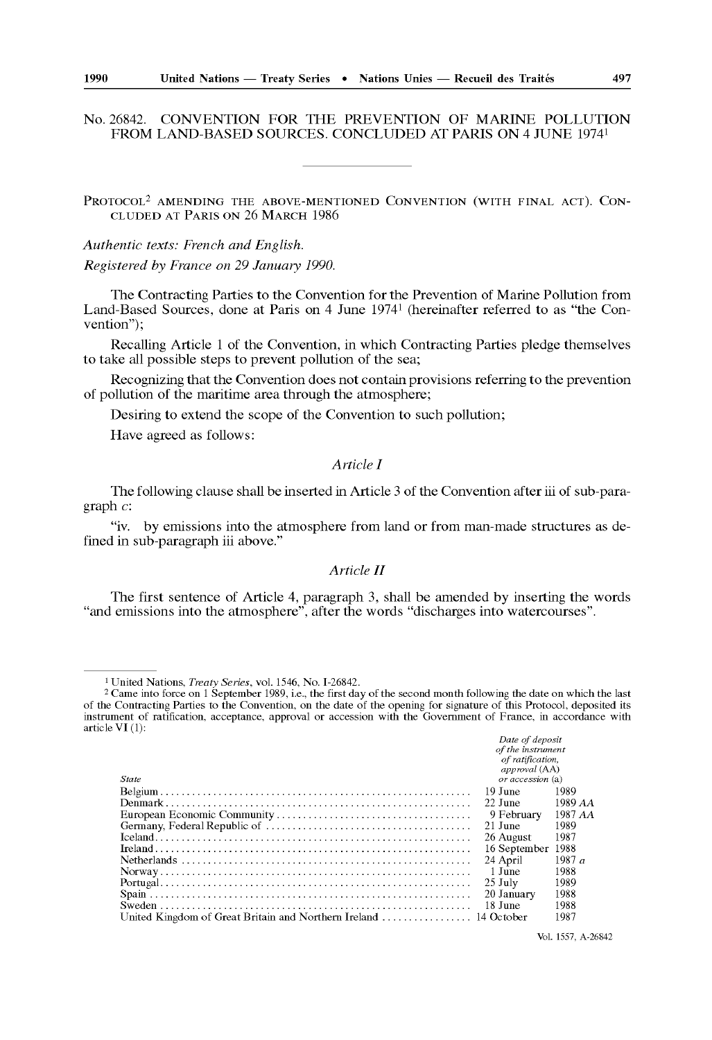No. 26842. CONVENTION FOR THE PREVENTION OF MARINE POLLUTION FROM LAND-BASED SOURCES. CONCLUDED AT PARIS ON 4 JUNE 1974[1]

PROTOCOL[2] AMENDING THE ABOVE-MENTIONED CONVENTION (WITH FINAL ACT). CONCLUDED AT PARIS ON 26 MARCH 1986

*Authentic texts: French and English.*

*Registered by France on 29 January 1990.*

The Contracting Parties to the Convention for the Prevention of Marine Pollution from Land-Based Sources, done at Paris on 4 June 1974[1] (hereinafter referred to as "the Convention");

Recalling Article 1 of the Convention, in which Contracting Parties pledge themselves to take all possible steps to prevent pollution of the sea;

Recognizing that the Convention does not contain provisions referring to the prevention of pollution of the maritime area through the atmosphere;

Desiring to extend the scope of the Convention to such pollution;

Have agreed as follows:

*Article I*

The following clause shall be inserted in Article 3 of the Convention after iii of sub-paragraph *c*:

"iv. by emissions into the atmosphere from land or from man-made structures as defined in sub-paragraph iii above."

*Article II*

The first sentence of Article 4, paragraph 3, shall be amended by inserting the words "and emissions into the atmosphere", after the words "discharges into watercourses".

---

[1] United Nations, *Treaty Series*, vol. 1546, No. I-26842.

[2] Came into force on 1 September 1989, i.e., the first day of the second month following the date on which the last of the Contracting Parties to the Convention, on the date of the opening for signature of this Protocol, deposited its instrument of ratification, acceptance, approval or accession with the Government of France, in accordance with article VI (1):

| *State* | *Date of deposit of the instrument of ratification, approval (AA) or accession (a)* |
|---|---|
| Belgium | 19 June 1989 |
| Denmark | 22 June 1989 *AA* |
| European Economic Community | 9 February 1987 *AA* |
| Germany, Federal Republic of | 21 June 1989 |
| Iceland | 26 August 1987 |
| Ireland | 16 September 1988 |
| Netherlands | 24 April 1987 *a* |
| Norway | 1 June 1988 |
| Portugal | 25 July 1989 |
| Spain | 20 January 1988 |
| Sweden | 18 June 1988 |
| United Kingdom of Great Britain and Northern Ireland | 14 October 1987 |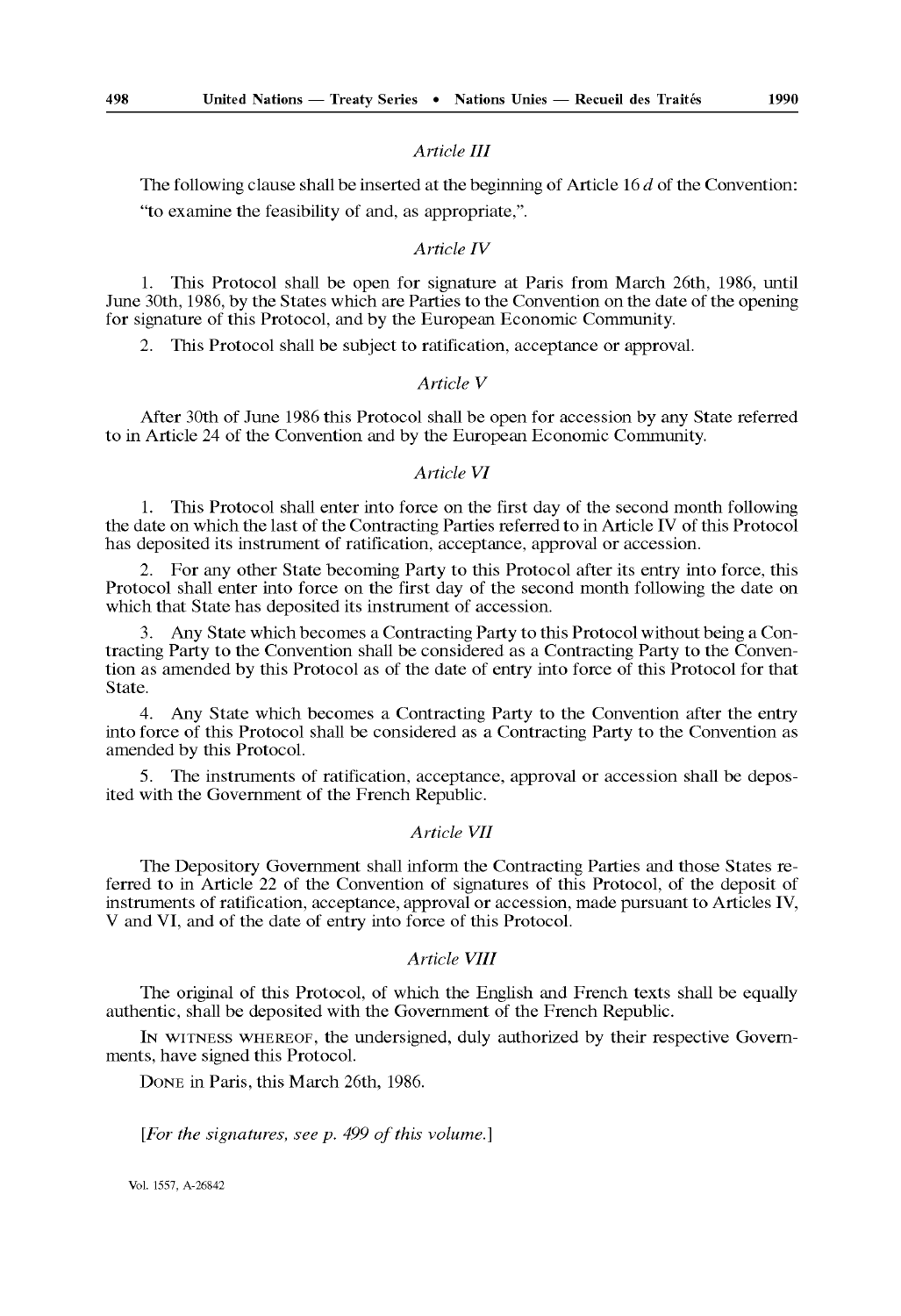### *Article III*

The following clause shall be inserted at the beginning of Article 16 *d* of the Convention:

"to examine the feasibility of and, as appropriate,".

### *Article IV*

1. This Protocol shall be open for signature at Paris from March 26th, 1986, until June 30th, 1986, by the States which are Parties to the Convention on the date of the opening for signature of this Protocol, and by the European Economic Community.

2. This Protocol shall be subject to ratification, acceptance or approval.

### *Article V*

After 30th of June 1986 this Protocol shall be open for accession by any State referred to in Article 24 of the Convention and by the European Economic Community.

### *Article VI*

1. This Protocol shall enter into force on the first day of the second month following the date on which the last of the Contracting Parties referred to in Article IV of this Protocol has deposited its instrument of ratification, acceptance, approval or accession.

2. For any other State becoming Party to this Protocol after its entry into force, this Protocol shall enter into force on the first day of the second month following the date on which that State has deposited its instrument of accession.

3. Any State which becomes a Contracting Party to this Protocol without being a Contracting Party to the Convention shall be considered as a Contracting Party to the Convention as amended by this Protocol as of the date of entry into force of this Protocol for that State.

4. Any State which becomes a Contracting Party to the Convention after the entry into force of this Protocol shall be considered as a Contracting Party to the Convention as amended by this Protocol.

5. The instruments of ratification, acceptance, approval or accession shall be deposited with the Government of the French Republic.

### *Article VII*

The Depository Government shall inform the Contracting Parties and those States referred to in Article 22 of the Convention of signatures of this Protocol, of the deposit of instruments of ratification, acceptance, approval or accession, made pursuant to Articles IV, V and VI, and of the date of entry into force of this Protocol.

### *Article VIII*

The original of this Protocol, of which the English and French texts shall be equally authentic, shall be deposited with the Government of the French Republic.

IN WITNESS WHEREOF, the undersigned, duly authorized by their respective Governments, have signed this Protocol.

DONE in Paris, this March 26th, 1986.

[*For the signatures, see p. 499 of this volume.*]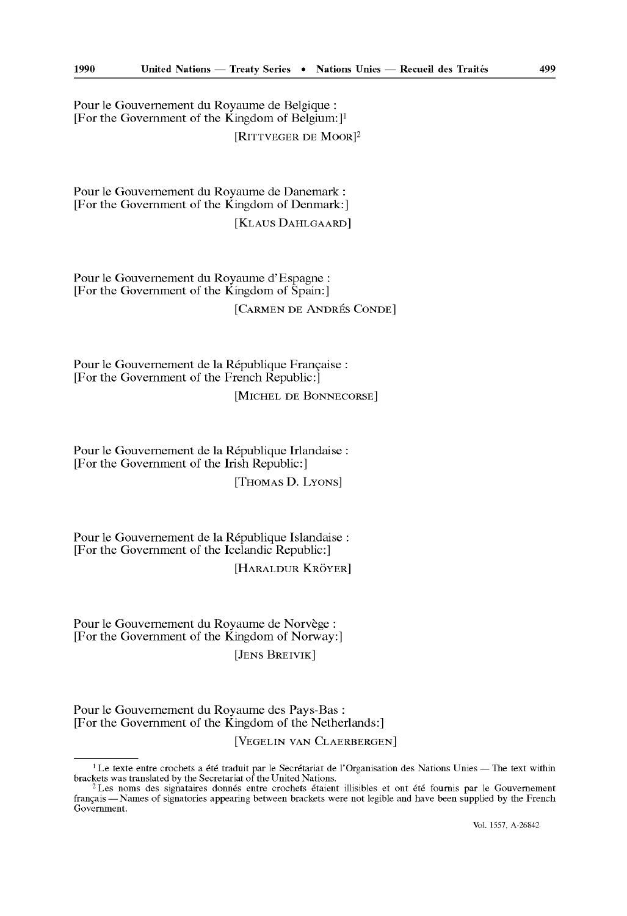Pour le Gouvernement du Royaume de Belgique :
[For the Government of the Kingdom of Belgium:][1]

[RITTVEGER DE MOOR][2]

Pour le Gouvernement du Royaume de Danemark :
[For the Government of the Kingdom of Denmark:]

[KLAUS DAHLGAARD]

Pour le Gouvernement du Royaume d'Espagne :
[For the Government of the Kingdom of Spain:]

[CARMEN DE ANDRÉS CONDE]

Pour le Gouvernement de la République Française :
[For the Government of the French Republic:]

[MICHEL DE BONNECORSE]

Pour le Gouvernement de la République Irlandaise :
[For the Government of the Irish Republic:]

[THOMAS D. LYONS]

Pour le Gouvernement de la République Islandaise :
[For the Government of the Icelandic Republic:]

[HARALDUR KRÖYER]

Pour le Gouvernement du Royaume de Norvège :
[For the Government of the Kingdom of Norway:]

[JENS BREIVIK]

Pour le Gouvernement du Royaume des Pays-Bas :
[For the Government of the Kingdom of the Netherlands:]

[VEGELIN VAN CLAERBERGEN]

---

[1] Le texte entre crochets a été traduit par le Secrétariat de l'Organisation des Nations Unies — The text within brackets was translated by the Secretariat of the United Nations.

[2] Les noms des signataires donnés entre crochets étaient illisibles et ont été fournis par le Gouvernement français — Names of signatories appearing between brackets were not legible and have been supplied by the French Government.

Vol. 1557, A-26842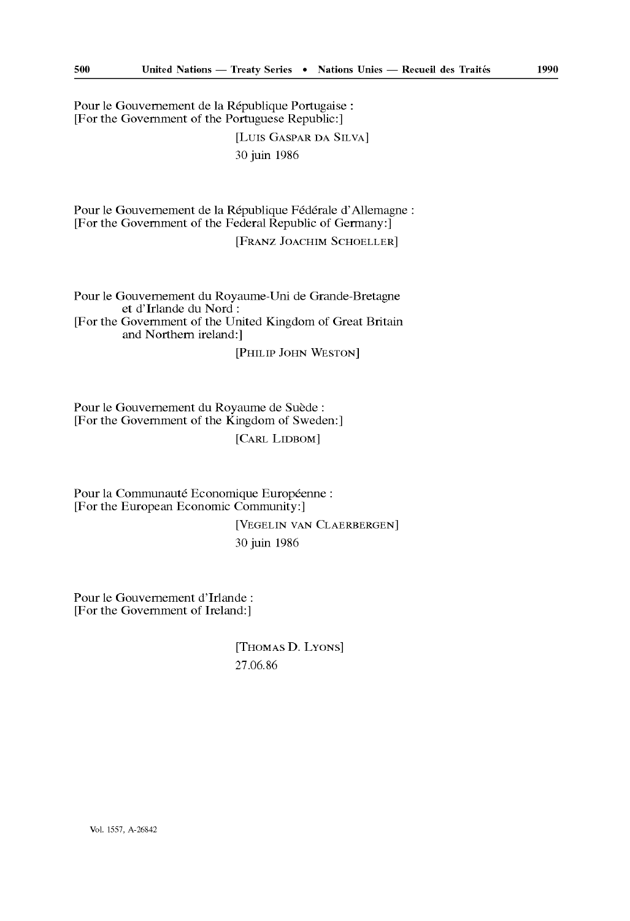Pour le Gouvernement de la République Portugaise :
[For the Government of the Portuguese Republic:]

[LUIS GASPAR DA SILVA]
30 juin 1986

Pour le Gouvernement de la République Fédérale d'Allemagne :
[For the Government of the Federal Republic of Germany:]

[FRANZ JOACHIM SCHOELLER]

Pour le Gouvernement du Royaume-Uni de Grande-Bretagne et d'Irlande du Nord :
[For the Government of the United Kingdom of Great Britain and Northern ireland:]

[PHILIP JOHN WESTON]

Pour le Gouvernement du Royaume de Suède :
[For the Government of the Kingdom of Sweden:]

[CARL LIDBOM]

Pour la Communauté Economique Européenne :
[For the European Economic Community:]

[VEGELIN VAN CLAERBERGEN]
30 juin 1986

Pour le Gouvernement d'Irlande :
[For the Government of Ireland:]

[THOMAS D. LYONS]
27.06.86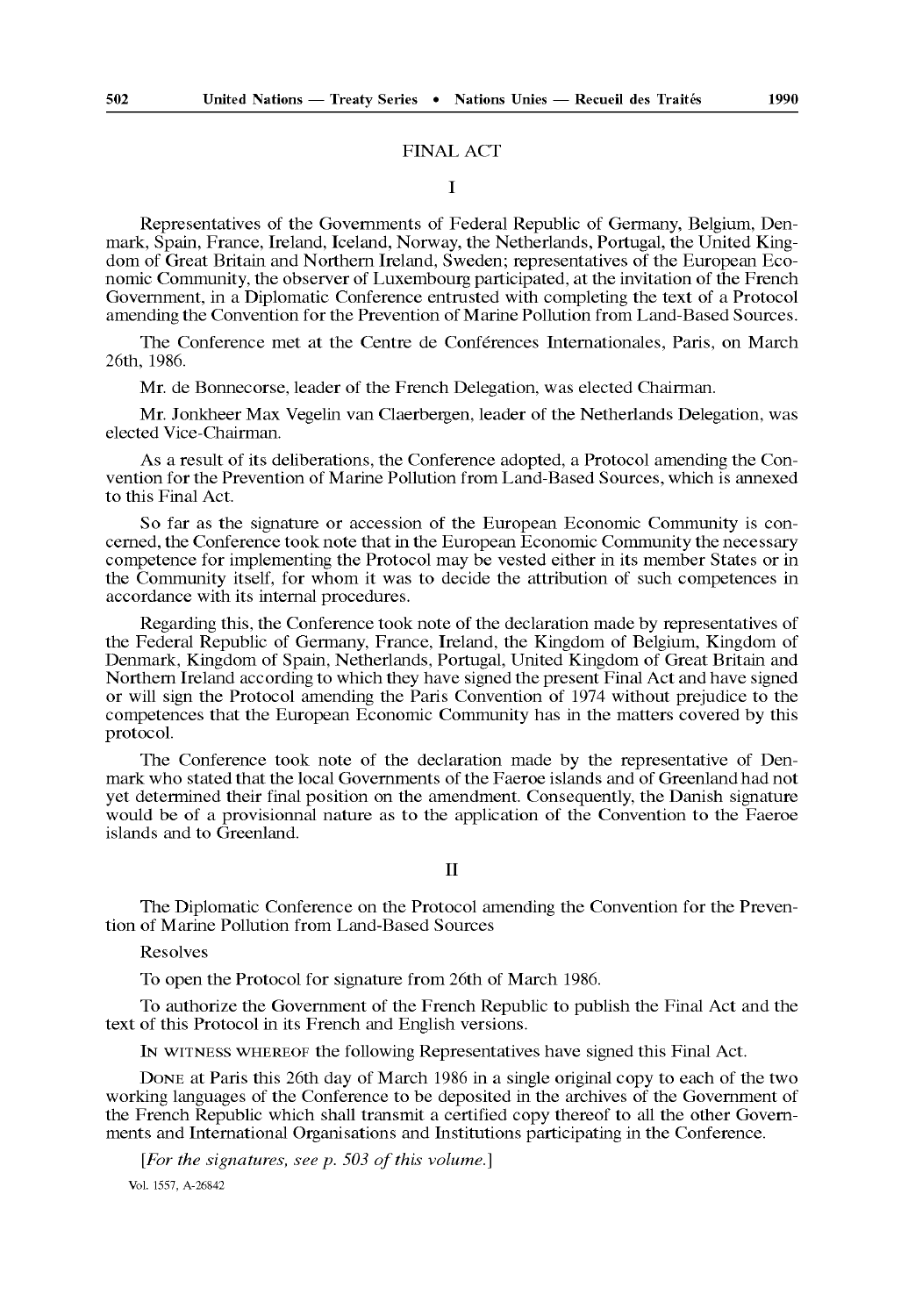# FINAL ACT

## I

Representatives of the Governments of Federal Republic of Germany, Belgium, Denmark, Spain, France, Ireland, Iceland, Norway, the Netherlands, Portugal, the United Kingdom of Great Britain and Northern Ireland, Sweden; representatives of the European Economic Community, the observer of Luxembourg participated, at the invitation of the French Government, in a Diplomatic Conference entrusted with completing the text of a Protocol amending the Convention for the Prevention of Marine Pollution from Land-Based Sources.

The Conference met at the Centre de Conférences Internationales, Paris, on March 26th, 1986.

Mr. de Bonnecorse, leader of the French Delegation, was elected Chairman.

Mr. Jonkheer Max Vegelin van Claerbergen, leader of the Netherlands Delegation, was elected Vice-Chairman.

As a result of its deliberations, the Conference adopted, a Protocol amending the Convention for the Prevention of Marine Pollution from Land-Based Sources, which is annexed to this Final Act.

So far as the signature or accession of the European Economic Community is concerned, the Conference took note that in the European Economic Community the necessary competence for implementing the Protocol may be vested either in its member States or in the Community itself, for whom it was to decide the attribution of such competences in accordance with its internal procedures.

Regarding this, the Conference took note of the declaration made by representatives of the Federal Republic of Germany, France, Ireland, the Kingdom of Belgium, Kingdom of Denmark, Kingdom of Spain, Netherlands, Portugal, United Kingdom of Great Britain and Northern Ireland according to which they have signed the present Final Act and have signed or will sign the Protocol amending the Paris Convention of 1974 without prejudice to the competences that the European Economic Community has in the matters covered by this protocol.

The Conference took note of the declaration made by the representative of Denmark who stated that the local Governments of the Faeroe islands and of Greenland had not yet determined their final position on the amendment. Consequently, the Danish signature would be of a provisionnal nature as to the application of the Convention to the Faeroe islands and to Greenland.

## II

The Diplomatic Conference on the Protocol amending the Convention for the Prevention of Marine Pollution from Land-Based Sources

Resolves

To open the Protocol for signature from 26th of March 1986.

To authorize the Government of the French Republic to publish the Final Act and the text of this Protocol in its French and English versions.

IN WITNESS WHEREOF the following Representatives have signed this Final Act.

DONE at Paris this 26th day of March 1986 in a single original copy to each of the two working languages of the Conference to be deposited in the archives of the Government of the French Republic which shall transmit a certified copy thereof to all the other Governments and International Organisations and Institutions participating in the Conference.

[*For the signatures, see p. 503 of this volume.*]

Vol. 1557, A-26842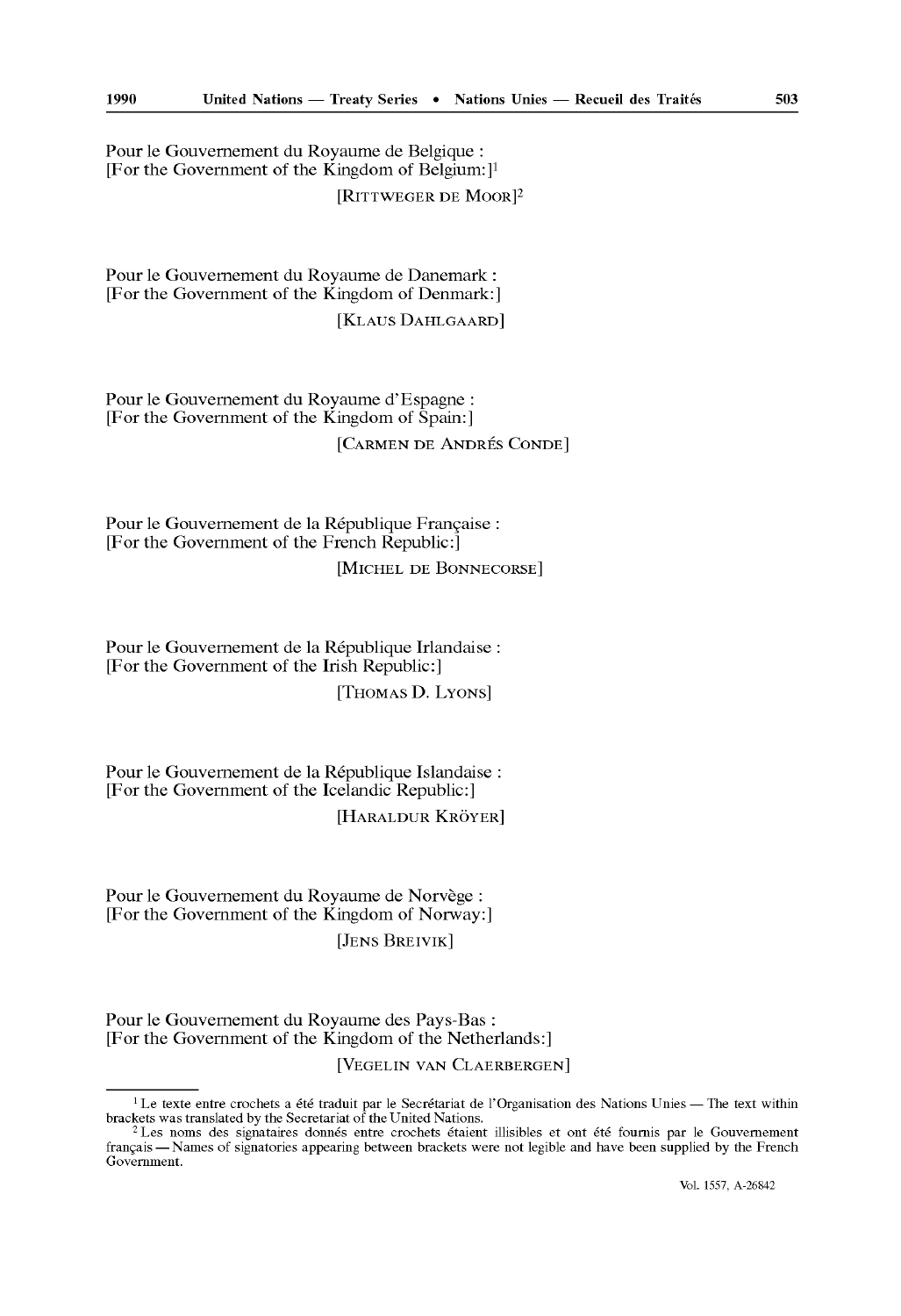Pour le Gouvernement du Royaume de Belgique :
[For the Government of the Kingdom of Belgium:][1]

[RITTWEGER DE MOOR][2]

Pour le Gouvernement du Royaume de Danemark :
[For the Government of the Kingdom of Denmark:]

[KLAUS DAHLGAARD]

Pour le Gouvernement du Royaume d'Espagne :
[For the Government of the Kingdom of Spain:]

[CARMEN DE ANDRÉS CONDE]

Pour le Gouvernement de la République Française :
[For the Government of the French Republic:]

[MICHEL DE BONNECORSE]

Pour le Gouvernement de la République Irlandaise :
[For the Government of the Irish Republic:]

[THOMAS D. LYONS]

Pour le Gouvernement de la République Islandaise :
[For the Government of the Icelandic Republic:]

[HARALDUR KRÖYER]

Pour le Gouvernement du Royaume de Norvège :
[For the Government of the Kingdom of Norway:]

[JENS BREIVIK]

Pour le Gouvernement du Royaume des Pays-Bas :
[For the Government of the Kingdom of the Netherlands:]

[VEGELIN VAN CLAERBERGEN]

---

[1] Le texte entre crochets a été traduit par le Secrétariat de l'Organisation des Nations Unies — The text within brackets was translated by the Secretariat of the United Nations.

[2] Les noms des signataires donnés entre crochets étaient illisibles et ont été fournis par le Gouvernement français — Names of signatories appearing between brackets were not legible and have been supplied by the French Government.

Vol. 1557, A-26842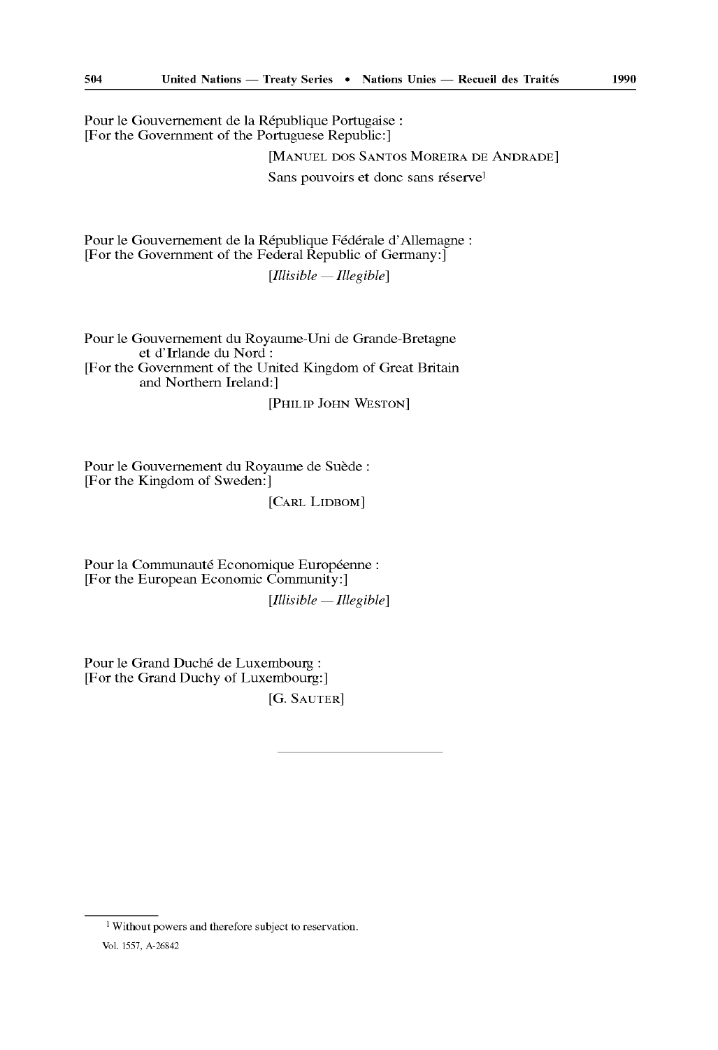Pour le Gouvernement de la République Portugaise :
[For the Government of the Portuguese Republic:]

[MANUEL DOS SANTOS MOREIRA DE ANDRADE]

Sans pouvoirs et donc sans réserve[1]

Pour le Gouvernement de la République Fédérale d'Allemagne :
[For the Government of the Federal Republic of Germany:]

[*Illisible — Illegible*]

Pour le Gouvernement du Royaume-Uni de Grande-Bretagne et d'Irlande du Nord :
[For the Government of the United Kingdom of Great Britain and Northern Ireland:]

[PHILIP JOHN WESTON]

Pour le Gouvernement du Royaume de Suède :
[For the Kingdom of Sweden:]

[CARL LIDBOM]

Pour la Communauté Economique Européenne :
[For the European Economic Community:]

[*Illisible — Illegible*]

Pour le Grand Duché de Luxembourg :
[For the Grand Duchy of Luxembourg:]

[G. SAUTER]

---

[1] Without powers and therefore subject to reservation.

Vol. 1557, A-26842